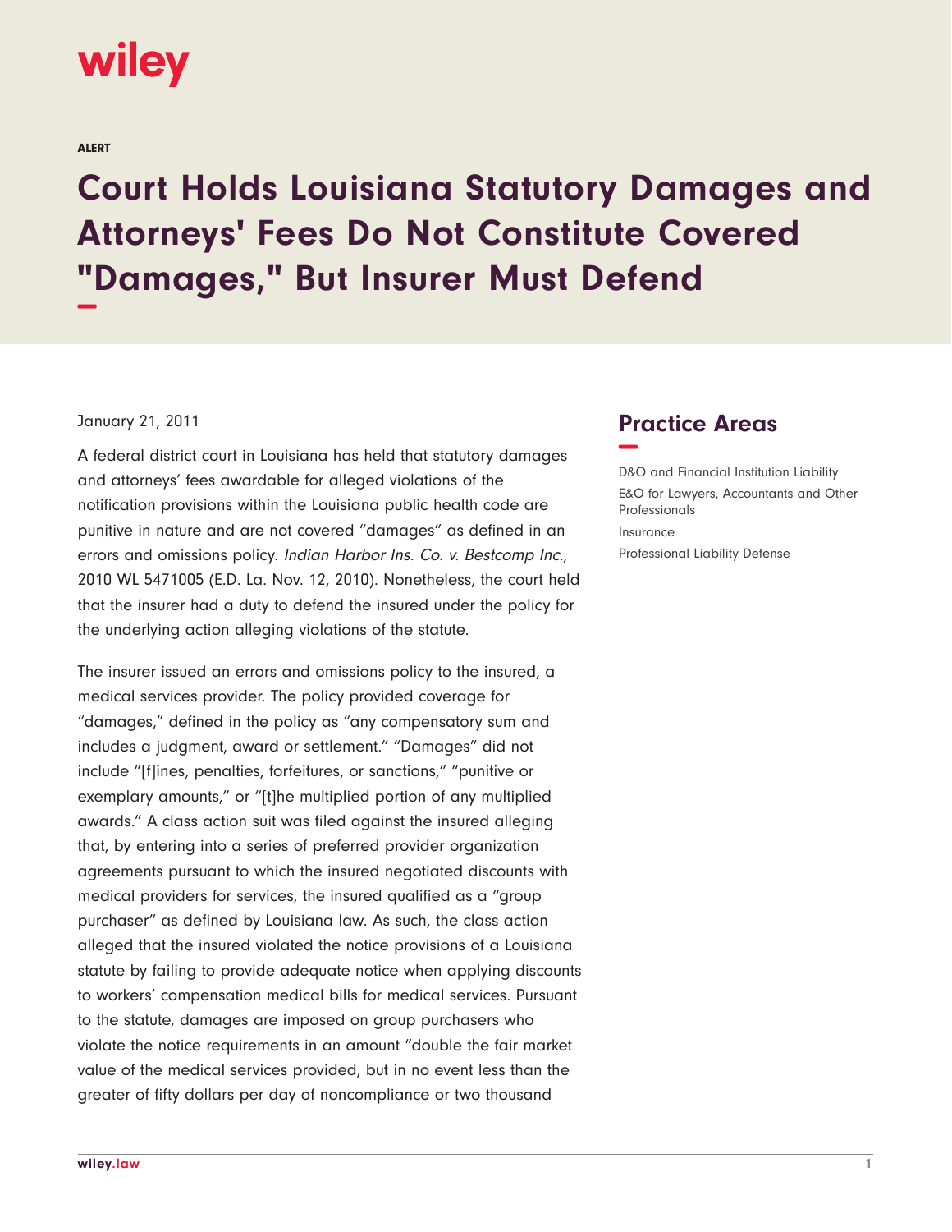ALERT

# Court Holds Louisiana Statutory Damages and Attorneys' Fees Do Not Constitute Covered "Damages," But Insurer Must Defend

January 21, 2011

A federal district court in Louisiana has held that statutory damages and attorneys' fees awardable for alleged violations of the notification provisions within the Louisiana public health code are punitive in nature and are not covered "damages" as defined in an errors and omissions policy. *Indian Harbor Ins. Co. v. Bestcomp Inc.*, 2010 WL 5471005 (E.D. La. Nov. 12, 2010). Nonetheless, the court held that the insurer had a duty to defend the insured under the policy for the underlying action alleging violations of the statute.

The insurer issued an errors and omissions policy to the insured, a medical services provider. The policy provided coverage for "damages," defined in the policy as "any compensatory sum and includes a judgment, award or settlement." "Damages" did not include "[f]ines, penalties, forfeitures, or sanctions," "punitive or exemplary amounts," or "[t]he multiplied portion of any multiplied awards." A class action suit was filed against the insured alleging that, by entering into a series of preferred provider organization agreements pursuant to which the insured negotiated discounts with medical providers for services, the insured qualified as a "group purchaser" as defined by Louisiana law. As such, the class action alleged that the insured violated the notice provisions of a Louisiana statute by failing to provide adequate notice when applying discounts to workers' compensation medical bills for medical services. Pursuant to the statute, damages are imposed on group purchasers who violate the notice requirements in an amount "double the fair market value of the medical services provided, but in no event less than the greater of fifty dollars per day of noncompliance or two thousand

## Practice Areas

D&O and Financial Institution Liability

E&O for Lawyers, Accountants and Other Professionals

Insurance

Professional Liability Defense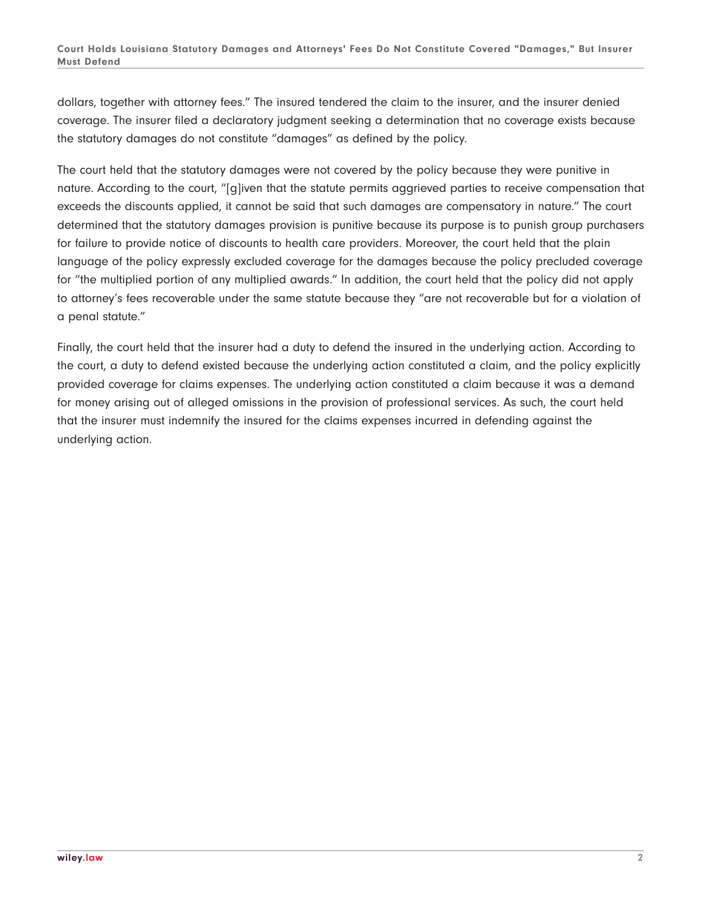dollars, together with attorney fees." The insured tendered the claim to the insurer, and the insurer denied coverage. The insurer filed a declaratory judgment seeking a determination that no coverage exists because the statutory damages do not constitute "damages" as defined by the policy.

The court held that the statutory damages were not covered by the policy because they were punitive in nature. According to the court, "[g]iven that the statute permits aggrieved parties to receive compensation that exceeds the discounts applied, it cannot be said that such damages are compensatory in nature." The court determined that the statutory damages provision is punitive because its purpose is to punish group purchasers for failure to provide notice of discounts to health care providers. Moreover, the court held that the plain language of the policy expressly excluded coverage for the damages because the policy precluded coverage for "the multiplied portion of any multiplied awards." In addition, the court held that the policy did not apply to attorney's fees recoverable under the same statute because they "are not recoverable but for a violation of a penal statute."

Finally, the court held that the insurer had a duty to defend the insured in the underlying action. According to the court, a duty to defend existed because the underlying action constituted a claim, and the policy explicitly provided coverage for claims expenses. The underlying action constituted a claim because it was a demand for money arising out of alleged omissions in the provision of professional services. As such, the court held that the insurer must indemnify the insured for the claims expenses incurred in defending against the underlying action.